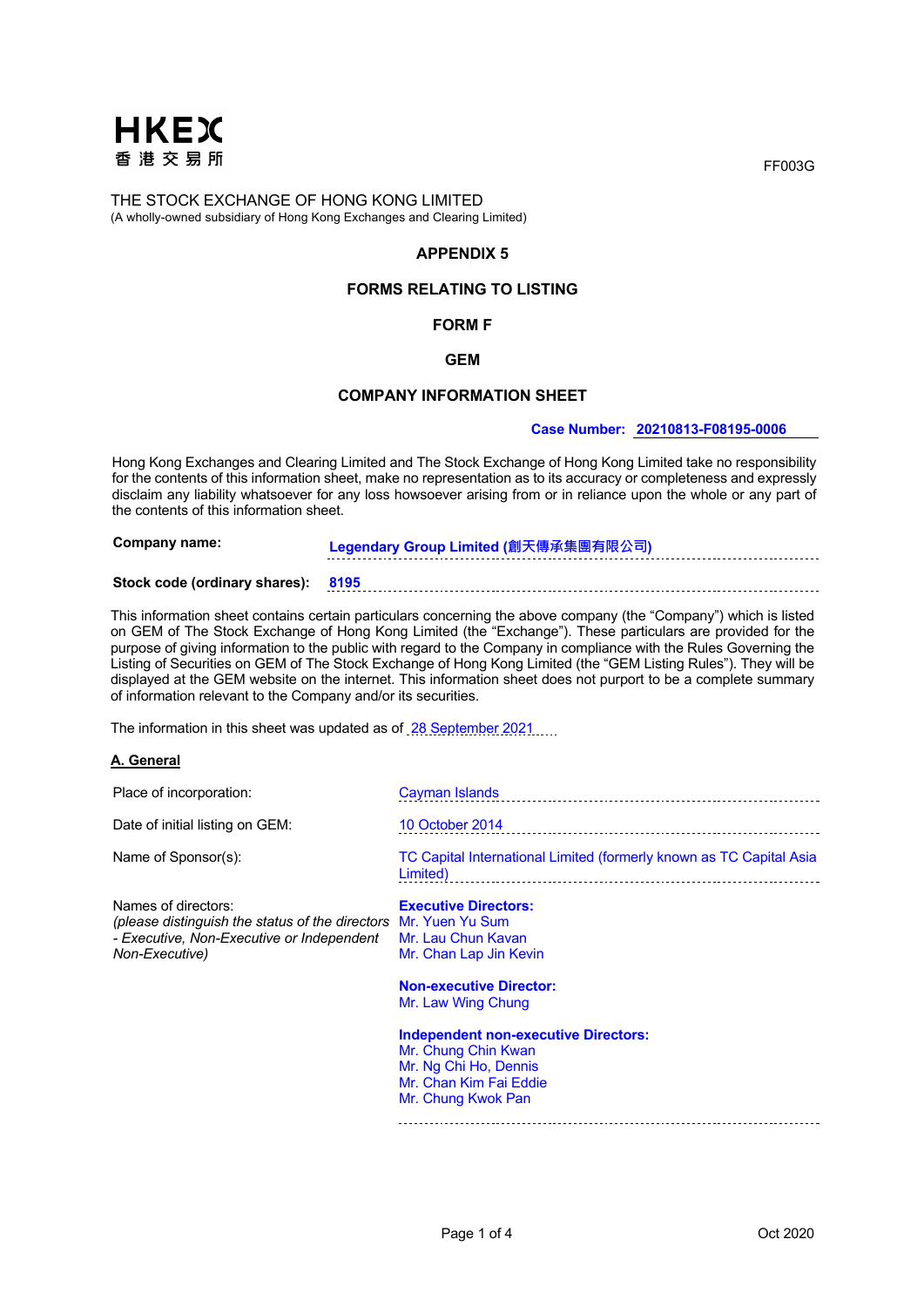HKEX
香港交易所

FF003G

THE STOCK EXCHANGE OF HONG KONG LIMITED
(A wholly-owned subsidiary of Hong Kong Exchanges and Clearing Limited)

## APPENDIX 5

## FORMS RELATING TO LISTING

## FORM F

## GEM

## COMPANY INFORMATION SHEET

**Case Number: 20210813-F08195-0006**

Hong Kong Exchanges and Clearing Limited and The Stock Exchange of Hong Kong Limited take no responsibility for the contents of this information sheet, make no representation as to its accuracy or completeness and expressly disclaim any liability whatsoever for any loss howsoever arising from or in reliance upon the whole or any part of the contents of this information sheet.

**Company name:** **Legendary Group Limited (創天傳承集團有限公司)**

**Stock code (ordinary shares):** **8195**

This information sheet contains certain particulars concerning the above company (the "Company") which is listed on GEM of The Stock Exchange of Hong Kong Limited (the "Exchange"). These particulars are provided for the purpose of giving information to the public with regard to the Company in compliance with the Rules Governing the Listing of Securities on GEM of The Stock Exchange of Hong Kong Limited (the "GEM Listing Rules"). They will be displayed at the GEM website on the internet. This information sheet does not purport to be a complete summary of information relevant to the Company and/or its securities.

The information in this sheet was updated as of 28 September 2021

### A. General

| | |
|---|---|
| Place of incorporation: | Cayman Islands |
| Date of initial listing on GEM: | 10 October 2014 |
| Name of Sponsor(s): | TC Capital International Limited (formerly known as TC Capital Asia Limited) |
| Names of directors:<br>*(please distinguish the status of the directors - Executive, Non-Executive or Independent Non-Executive)* | **Executive Directors:**<br>Mr. Yuen Yu Sum<br>Mr. Lau Chun Kavan<br>Mr. Chan Lap Jin Kevin<br><br>**Non-executive Director:**<br>Mr. Law Wing Chung<br><br>**Independent non-executive Directors:**<br>Mr. Chung Chin Kwan<br>Mr. Ng Chi Ho, Dennis<br>Mr. Chan Kim Fai Eddie<br>Mr. Chung Kwok Pan |

Oct 2020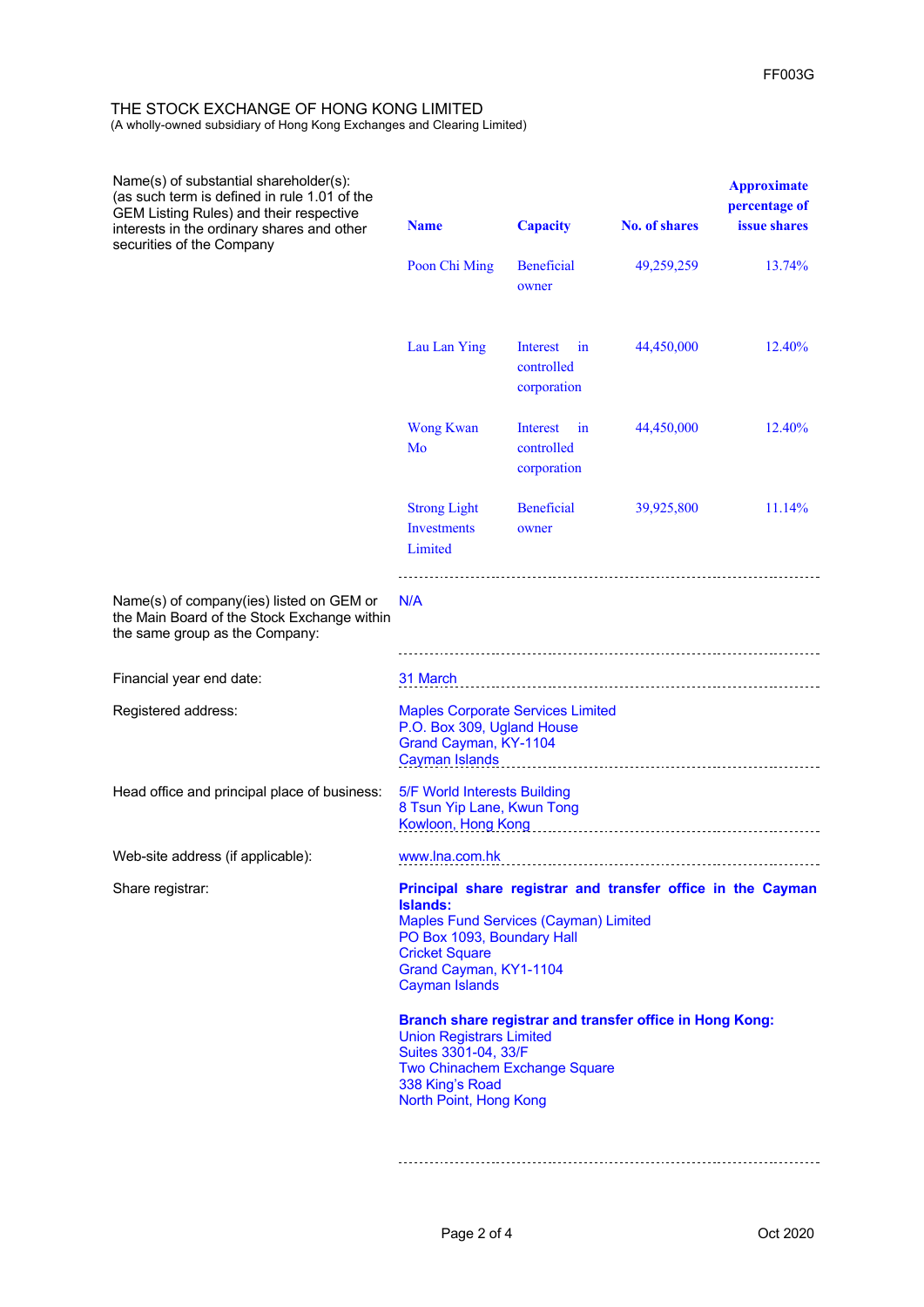FF003G

THE STOCK EXCHANGE OF HONG KONG LIMITED
(A wholly-owned subsidiary of Hong Kong Exchanges and Clearing Limited)

Name(s) of substantial shareholder(s): (as such term is defined in rule 1.01 of the GEM Listing Rules) and their respective interests in the ordinary shares and other securities of the Company

| Name | Capacity | No. of shares | Approximate percentage of issue shares |
|---|---|---|---|
| Poon Chi Ming | Beneficial owner | 49,259,259 | 13.74% |
| Lau Lan Ying | Interest in controlled corporation | 44,450,000 | 12.40% |
| Wong Kwan Mo | Interest in controlled corporation | 44,450,000 | 12.40% |
| Strong Light Investments Limited | Beneficial owner | 39,925,800 | 11.14% |

Name(s) of company(ies) listed on GEM or the Main Board of the Stock Exchange within the same group as the Company: N/A

Financial year end date: 31 March

Registered address:
Maples Corporate Services Limited
P.O. Box 309, Ugland House
Grand Cayman, KY-1104
Cayman Islands

Head office and principal place of business:
5/F World Interests Building
8 Tsun Yip Lane, Kwun Tong
Kowloon, Hong Kong

Web-site address (if applicable): www.lna.com.hk

Share registrar:

**Principal share registrar and transfer office in the Cayman Islands:**
Maples Fund Services (Cayman) Limited
PO Box 1093, Boundary Hall
Cricket Square
Grand Cayman, KY1-1104
Cayman Islands

**Branch share registrar and transfer office in Hong Kong:**
Union Registrars Limited
Suites 3301-04, 33/F
Two Chinachem Exchange Square
338 King's Road
North Point, Hong Kong

Oct 2020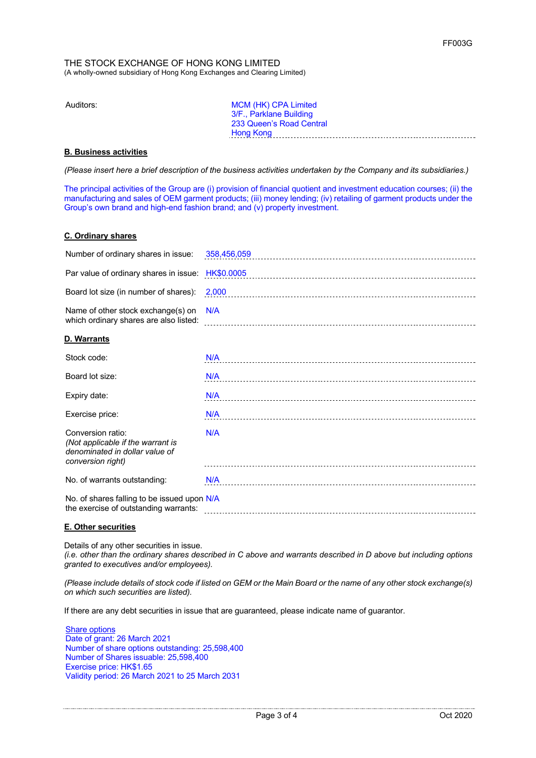FF003G

THE STOCK EXCHANGE OF HONG KONG LIMITED
(A wholly-owned subsidiary of Hong Kong Exchanges and Clearing Limited)

| | |
|---|---|
| Auditors: | MCM (HK) CPA Limited<br>3/F., Parklane Building<br>233 Queen's Road Central<br>Hong Kong |

**B. Business activities**

*(Please insert here a brief description of the business activities undertaken by the Company and its subsidiaries.)*

The principal activities of the Group are (i) provision of financial quotient and investment education courses; (ii) the manufacturing and sales of OEM garment products; (iii) money lending; (iv) retailing of garment products under the Group's own brand and high-end fashion brand; and (v) property investment.

**C. Ordinary shares**

| | |
|---|---|
| Number of ordinary shares in issue: | 358,456,059 |
| Par value of ordinary shares in issue: | HK$0.0005 |
| Board lot size (in number of shares): | 2,000 |
| Name of other stock exchange(s) on which ordinary shares are also listed: | N/A |

**D. Warrants**

| | |
|---|---|
| Stock code: | N/A |
| Board lot size: | N/A |
| Expiry date: | N/A |
| Exercise price: | N/A |
| Conversion ratio:<br>*(Not applicable if the warrant is denominated in dollar value of conversion right)* | N/A |
| No. of warrants outstanding: | N/A |
| No. of shares falling to be issued upon the exercise of outstanding warrants: | N/A |

**E. Other securities**

Details of any other securities in issue.
*(i.e. other than the ordinary shares described in C above and warrants described in D above but including options granted to executives and/or employees).*

*(Please include details of stock code if listed on GEM or the Main Board or the name of any other stock exchange(s) on which such securities are listed).*

If there are any debt securities in issue that are guaranteed, please indicate name of guarantor.

Share options
Date of grant: 26 March 2021
Number of share options outstanding: 25,598,400
Number of Shares issuable: 25,598,400
Exercise price: HK$1.65
Validity period: 26 March 2021 to 25 March 2031

Oct 2020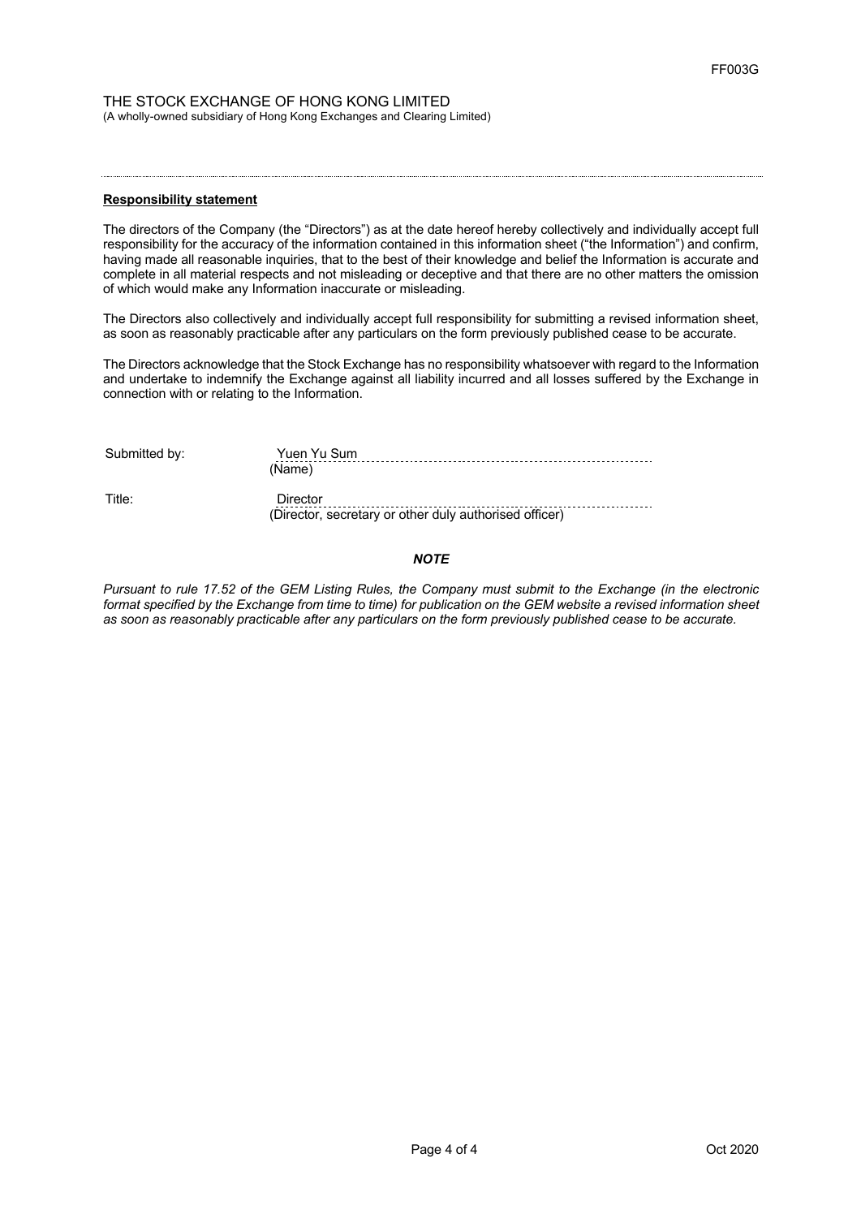FF003G

THE STOCK EXCHANGE OF HONG KONG LIMITED
(A wholly-owned subsidiary of Hong Kong Exchanges and Clearing Limited)

**Responsibility statement**

The directors of the Company (the "Directors") as at the date hereof hereby collectively and individually accept full responsibility for the accuracy of the information contained in this information sheet ("the Information") and confirm, having made all reasonable inquiries, that to the best of their knowledge and belief the Information is accurate and complete in all material respects and not misleading or deceptive and that there are no other matters the omission of which would make any Information inaccurate or misleading.

The Directors also collectively and individually accept full responsibility for submitting a revised information sheet, as soon as reasonably practicable after any particulars on the form previously published cease to be accurate.

The Directors acknowledge that the Stock Exchange has no responsibility whatsoever with regard to the Information and undertake to indemnify the Exchange against all liability incurred and all losses suffered by the Exchange in connection with or relating to the Information.

Submitted by: Yuen Yu Sum
(Name)

Title: Director
(Director, secretary or other duly authorised officer)

***NOTE***

*Pursuant to rule 17.52 of the GEM Listing Rules, the Company must submit to the Exchange (in the electronic format specified by the Exchange from time to time) for publication on the GEM website a revised information sheet as soon as reasonably practicable after any particulars on the form previously published cease to be accurate.*

Oct 2020